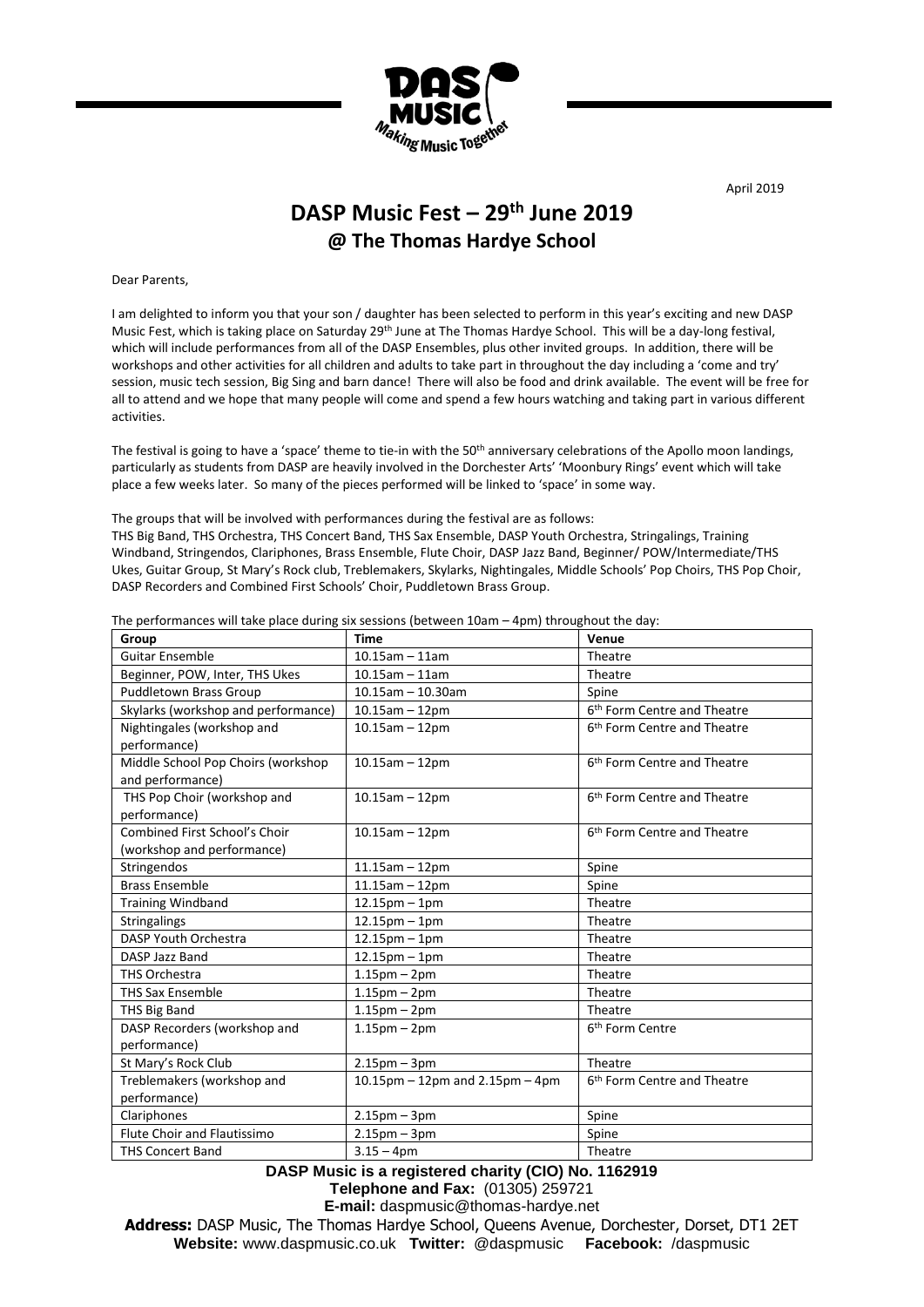April 2019

# DASP Music Fest – 29th June 2019
## @ The Thomas Hardye School

Dear Parents,

I am delighted to inform you that your son / daughter has been selected to perform in this year's exciting and new DASP Music Fest, which is taking place on Saturday 29th June at The Thomas Hardye School. This will be a day-long festival, which will include performances from all of the DASP Ensembles, plus other invited groups. In addition, there will be workshops and other activities for all children and adults to take part in throughout the day including a 'come and try' session, music tech session, Big Sing and barn dance! There will also be food and drink available. The event will be free for all to attend and we hope that many people will come and spend a few hours watching and taking part in various different activities.

The festival is going to have a 'space' theme to tie-in with the 50th anniversary celebrations of the Apollo moon landings, particularly as students from DASP are heavily involved in the Dorchester Arts' 'Moonbury Rings' event which will take place a few weeks later. So many of the pieces performed will be linked to 'space' in some way.

The groups that will be involved with performances during the festival are as follows:
THS Big Band, THS Orchestra, THS Concert Band, THS Sax Ensemble, DASP Youth Orchestra, Stringalings, Training Windband, Stringendos, Clariphones, Brass Ensemble, Flute Choir, DASP Jazz Band, Beginner/ POW/Intermediate/THS Ukes, Guitar Group, St Mary's Rock club, Treblemakers, Skylarks, Nightingales, Middle Schools' Pop Choirs, THS Pop Choir, DASP Recorders and Combined First Schools' Choir, Puddletown Brass Group.

The performances will take place during six sessions (between 10am – 4pm) throughout the day:

| Group | Time | Venue |
|---|---|---|
| Guitar Ensemble | 10.15am – 11am | Theatre |
| Beginner, POW, Inter, THS Ukes | 10.15am – 11am | Theatre |
| Puddletown Brass Group | 10.15am – 10.30am | Spine |
| Skylarks (workshop and performance) | 10.15am – 12pm | 6th Form Centre and Theatre |
| Nightingales (workshop and performance) | 10.15am – 12pm | 6th Form Centre and Theatre |
| Middle School Pop Choirs (workshop and performance) | 10.15am – 12pm | 6th Form Centre and Theatre |
| THS Pop Choir (workshop and performance) | 10.15am – 12pm | 6th Form Centre and Theatre |
| Combined First School's Choir (workshop and performance) | 10.15am – 12pm | 6th Form Centre and Theatre |
| Stringendos | 11.15am – 12pm | Spine |
| Brass Ensemble | 11.15am – 12pm | Spine |
| Training Windband | 12.15pm – 1pm | Theatre |
| Stringalings | 12.15pm – 1pm | Theatre |
| DASP Youth Orchestra | 12.15pm – 1pm | Theatre |
| DASP Jazz Band | 12.15pm – 1pm | Theatre |
| THS Orchestra | 1.15pm – 2pm | Theatre |
| THS Sax Ensemble | 1.15pm – 2pm | Theatre |
| THS Big Band | 1.15pm – 2pm | Theatre |
| DASP Recorders (workshop and performance) | 1.15pm – 2pm | 6th Form Centre |
| St Mary's Rock Club | 2.15pm – 3pm | Theatre |
| Treblemakers (workshop and performance) | 10.15pm – 12pm and 2.15pm – 4pm | 6th Form Centre and Theatre |
| Clariphones | 2.15pm – 3pm | Spine |
| Flute Choir and Flautissimo | 2.15pm – 3pm | Spine |
| THS Concert Band | 3.15 – 4pm | Theatre |

**DASP Music is a registered charity (CIO) No. 1162919**
**Telephone and Fax:** (01305) 259721
**E-mail:** daspmusic@thomas-hardye.net
**Address:** DASP Music, The Thomas Hardye School, Queens Avenue, Dorchester, Dorset, DT1 2ET
**Website:** www.daspmusic.co.uk **Twitter:** @daspmusic **Facebook:** /daspmusic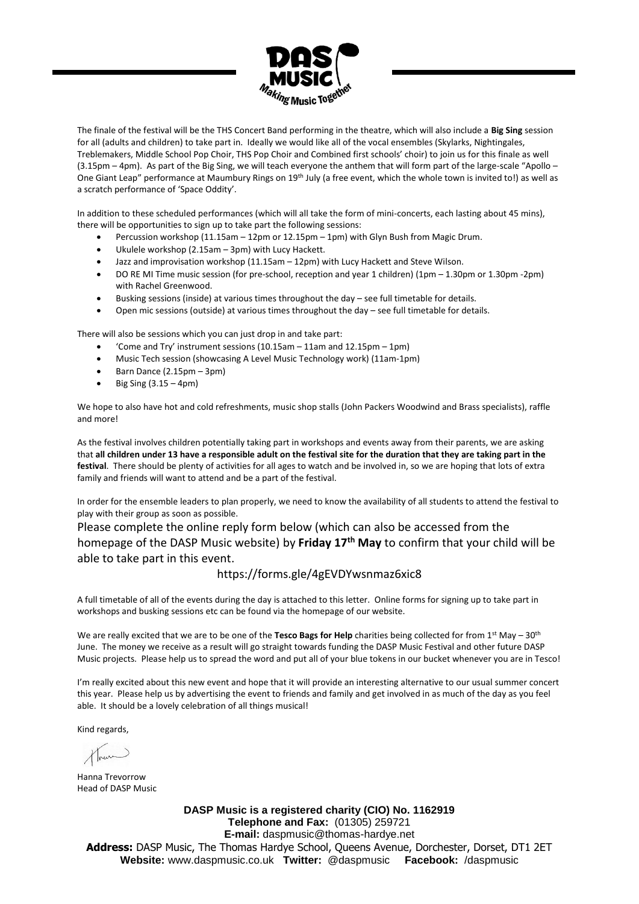The finale of the festival will be the THS Concert Band performing in the theatre, which will also include a **Big Sing** session for all (adults and children) to take part in. Ideally we would like all of the vocal ensembles (Skylarks, Nightingales, Treblemakers, Middle School Pop Choir, THS Pop Choir and Combined first schools' choir) to join us for this finale as well (3.15pm – 4pm). As part of the Big Sing, we will teach everyone the anthem that will form part of the large-scale "Apollo – One Giant Leap" performance at Maumbury Rings on 19th July (a free event, which the whole town is invited to!) as well as a scratch performance of 'Space Oddity'.

In addition to these scheduled performances (which will all take the form of mini-concerts, each lasting about 45 mins), there will be opportunities to sign up to take part the following sessions:

- Percussion workshop (11.15am – 12pm or 12.15pm – 1pm) with Glyn Bush from Magic Drum.
- Ukulele workshop (2.15am – 3pm) with Lucy Hackett.
- Jazz and improvisation workshop (11.15am – 12pm) with Lucy Hackett and Steve Wilson.
- DO RE MI Time music session (for pre-school, reception and year 1 children) (1pm – 1.30pm or 1.30pm -2pm) with Rachel Greenwood.
- Busking sessions (inside) at various times throughout the day – see full timetable for details.
- Open mic sessions (outside) at various times throughout the day – see full timetable for details.

There will also be sessions which you can just drop in and take part:

- 'Come and Try' instrument sessions (10.15am – 11am and 12.15pm – 1pm)
- Music Tech session (showcasing A Level Music Technology work) (11am-1pm)
- Barn Dance (2.15pm – 3pm)
- Big Sing (3.15 – 4pm)

We hope to also have hot and cold refreshments, music shop stalls (John Packers Woodwind and Brass specialists), raffle and more!

As the festival involves children potentially taking part in workshops and events away from their parents, we are asking that **all children under 13 have a responsible adult on the festival site for the duration that they are taking part in the festival**. There should be plenty of activities for all ages to watch and be involved in, so we are hoping that lots of extra family and friends will want to attend and be a part of the festival.

In order for the ensemble leaders to plan properly, we need to know the availability of all students to attend the festival to play with their group as soon as possible.

Please complete the online reply form below (which can also be accessed from the homepage of the DASP Music website) by **Friday 17th May** to confirm that your child will be able to take part in this event.

https://forms.gle/4gEVDYwsnmaz6xic8

A full timetable of all of the events during the day is attached to this letter. Online forms for signing up to take part in workshops and busking sessions etc can be found via the homepage of our website.

We are really excited that we are to be one of the **Tesco Bags for Help** charities being collected for from 1st May – 30th June. The money we receive as a result will go straight towards funding the DASP Music Festival and other future DASP Music projects. Please help us to spread the word and put all of your blue tokens in our bucket whenever you are in Tesco!

I'm really excited about this new event and hope that it will provide an interesting alternative to our usual summer concert this year. Please help us by advertising the event to friends and family and get involved in as much of the day as you feel able. It should be a lovely celebration of all things musical!

Kind regards,

Hanna Trevorrow
Head of DASP Music

**DASP Music is a registered charity (CIO) No. 1162919**
**Telephone and Fax:** (01305) 259721
**E-mail:** daspmusic@thomas-hardye.net
**Address:** DASP Music, The Thomas Hardye School, Queens Avenue, Dorchester, Dorset, DT1 2ET
**Website:** www.daspmusic.co.uk **Twitter:** @daspmusic **Facebook:** /daspmusic